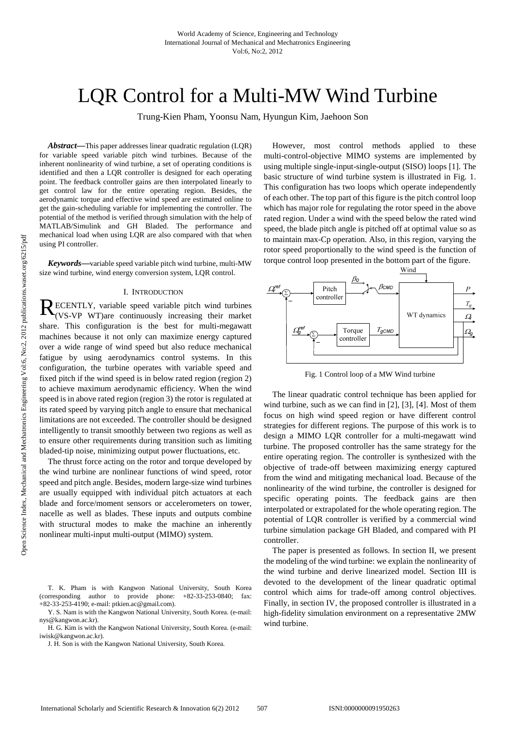# LQR Control for a Multi-MW Wind Turbine

Trung-Kien Pham, Yoonsu Nam, Hyungun Kim, Jaehoon Son

***Abstract*—**This paper addresses linear quadratic regulation (LQR) for variable speed variable pitch wind turbines. Because of the inherent nonlinearity of wind turbine, a set of operating conditions is identified and then a LQR controller is designed for each operating point. The feedback controller gains are then interpolated linearly to get control law for the entire operating region. Besides, the aerodynamic torque and effective wind speed are estimated online to get the gain-scheduling variable for implementing the controller. The potential of the method is verified through simulation with the help of MATLAB/Simulink and GH Bladed. The performance and mechanical load when using LQR are also compared with that when using PI controller.

***Keywords*—**variable speed variable pitch wind turbine, multi-MW size wind turbine, wind energy conversion system, LQR control.

## I. Introduction

RECENTLY, variable speed variable pitch wind turbines (VS-VP WT)are continuously increasing their market share. This configuration is the best for multi-megawatt machines because it not only can maximize energy captured over a wide range of wind speed but also reduce mechanical fatigue by using aerodynamics control systems. In this configuration, the turbine operates with variable speed and fixed pitch if the wind speed is in below rated region (region 2) to achieve maximum aerodynamic efficiency. When the wind speed is in above rated region (region 3) the rotor is regulated at its rated speed by varying pitch angle to ensure that mechanical limitations are not exceeded. The controller should be designed intelligently to transit smoothly between two regions as well as to ensure other requirements during transition such as limiting bladed-tip noise, minimizing output power fluctuations, etc.

The thrust force acting on the rotor and torque developed by the wind turbine are nonlinear functions of wind speed, rotor speed and pitch angle. Besides, modern large-size wind turbines are usually equipped with individual pitch actuators at each blade and force/moment sensors or accelerometers on tower, nacelle as well as blades. These inputs and outputs combine with structural modes to make the machine an inherently nonlinear multi-input multi-output (MIMO) system.

T. K. Pham is with Kangwon National University, South Korea (corresponding author to provide phone: +82-33-253-0840; fax: +82-33-253-4190; e-mail: ptkien.ac@gmail.com).

Y. S. Nam is with the Kangwon National University, South Korea. (e-mail: nys@kangwon.ac.kr).

H. G. Kim is with the Kangwon National University, South Korea. (e-mail: iwisk@kangwon.ac.kr).

J. H. Son is with the Kangwon National University, South Korea.

However, most control methods applied to these multi-control-objective MIMO systems are implemented by using multiple single-input-single-output (SISO) loops [1]. The basic structure of wind turbine system is illustrated in Fig. 1. This configuration has two loops which operate independently of each other. The top part of this figure is the pitch control loop which has major role for regulating the rotor speed in the above rated region. Under a wind with the speed below the rated wind speed, the blade pitch angle is pitched off at optimal value so as to maintain max-Cp operation. Also, in this region, varying the rotor speed proportionally to the wind speed is the function of torque control loop presented in the bottom part of the figure.

Fig. 1 Control loop of a MW Wind turbine

The linear quadratic control technique has been applied for wind turbine, such as we can find in [2], [3], [4]. Most of them focus on high wind speed region or have different control strategies for different regions. The purpose of this work is to design a MIMO LQR controller for a multi-megawatt wind turbine. The proposed controller has the same strategy for the entire operating region. The controller is synthesized with the objective of trade-off between maximizing energy captured from the wind and mitigating mechanical load. Because of the nonlinearity of the wind turbine, the controller is designed for specific operating points. The feedback gains are then interpolated or extrapolated for the whole operating region. The potential of LQR controller is verified by a commercial wind turbine simulation package GH Bladed, and compared with PI controller.

The paper is presented as follows. In section II, we present the modeling of the wind turbine: we explain the nonlinearity of the wind turbine and derive linearized model. Section III is devoted to the development of the linear quadratic optimal control which aims for trade-off among control objectives. Finally, in section IV, the proposed controller is illustrated in a high-fidelity simulation environment on a representative 2MW wind turbine.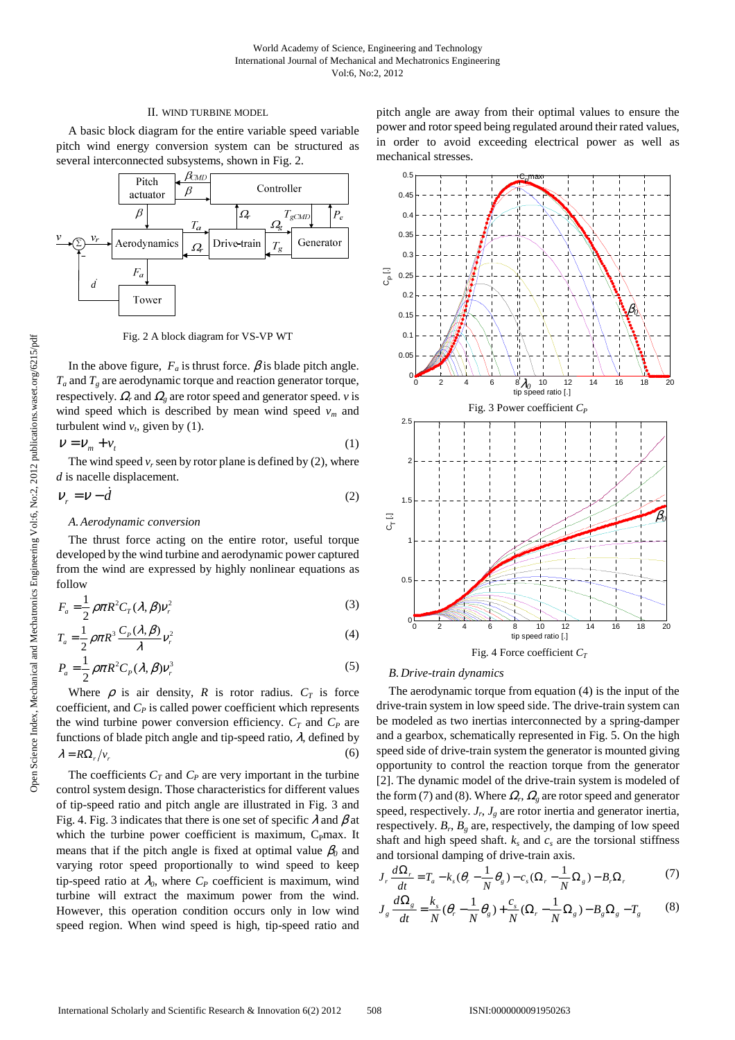## II. Wind Turbine Model

A basic block diagram for the entire variable speed variable pitch wind energy conversion system can be structured as several interconnected subsystems, shown in Fig. 2.

Fig. 2 A block diagram for VS-VP WT

In the above figure, $F_a$ is thrust force. $\beta$ is blade pitch angle. $T_a$ and $T_g$ are aerodynamic torque and reaction generator torque, respectively. $\Omega_r$ and $\Omega_g$ are rotor speed and generator speed. $v$ is wind speed which is described by mean wind speed $v_m$ and turbulent wind $v_t$, given by (1).

$$v = v_m + v_t \tag{1}$$

The wind speed $v_r$ seen by rotor plane is defined by (2), where $d$ is nacelle displacement.

$$v_r = v - \dot{d} \tag{2}$$

### A. Aerodynamic conversion

The thrust force acting on the entire rotor, useful torque developed by the wind turbine and aerodynamic power captured from the wind are expressed by highly nonlinear equations as follow

$$F_a = \frac{1}{2}\rho\pi R^2 C_T(\lambda,\beta)v_r^2 \tag{3}$$

$$T_a = \frac{1}{2}\rho\pi R^3 \frac{C_P(\lambda,\beta)}{\lambda}v_r^2 \tag{4}$$

$$P_a = \frac{1}{2}\rho\pi R^2 C_P(\lambda,\beta)v_r^3 \tag{5}$$

Where $\rho$ is air density, $R$ is rotor radius. $C_T$ is force coefficient, and $C_P$ is called power coefficient which represents the wind turbine power conversion efficiency. $C_T$ and $C_P$ are functions of blade pitch angle and tip-speed ratio, $\lambda$, defined by

$$\lambda = R\Omega_r / v_r \tag{6}$$

The coefficients $C_T$ and $C_P$ are very important in the turbine control system design. Those characteristics for different values of tip-speed ratio and pitch angle are illustrated in Fig. 3 and Fig. 4. Fig. 3 indicates that there is one set of specific $\lambda$ and $\beta$ at which the turbine power coefficient is maximum, $C_P$max. It means that if the pitch angle is fixed at optimal value $\beta_0$ and varying rotor speed proportionally to wind speed to keep tip-speed ratio at $\lambda_0$, where $C_P$ coefficient is maximum, wind turbine will extract the maximum power from the wind. However, this operation condition occurs only in low wind speed region. When wind speed is high, tip-speed ratio and pitch angle are away from their optimal values to ensure the power and rotor speed being regulated around their rated values, in order to avoid exceeding electrical power as well as mechanical stresses.

Fig. 3 Power coefficient $C_P$

Fig. 4 Force coefficient $C_T$

### B. Drive-train dynamics

The aerodynamic torque from equation (4) is the input of the drive-train system in low speed side. The drive-train system can be modeled as two inertias interconnected by a spring-damper and a gearbox, schematically represented in Fig. 5. On the high speed side of drive-train system the generator is mounted giving opportunity to control the reaction torque from the generator [2]. The dynamic model of the drive-train system is modeled of the form (7) and (8). Where $\Omega_r$, $\Omega_g$ are rotor speed and generator speed, respectively. $J_r$, $J_g$ are rotor inertia and generator inertia, respectively. $B_r$, $B_g$ are, respectively, the damping of low speed shaft and high speed shaft. $k_s$ and $c_s$ are the torsional stiffness and torsional damping of drive-train axis.

$$J_r\frac{d\Omega_r}{dt} = T_a - k_s(\theta_r - \frac{1}{N}\theta_g) - c_s(\Omega_r - \frac{1}{N}\Omega_g) - B_r\Omega_r \tag{7}$$

$$J_g\frac{d\Omega_g}{dt} = \frac{k_s}{N}(\theta_r - \frac{1}{N}\theta_g) + \frac{c_s}{N}(\Omega_r - \frac{1}{N}\Omega_g) - B_g\Omega_g - T_g \tag{8}$$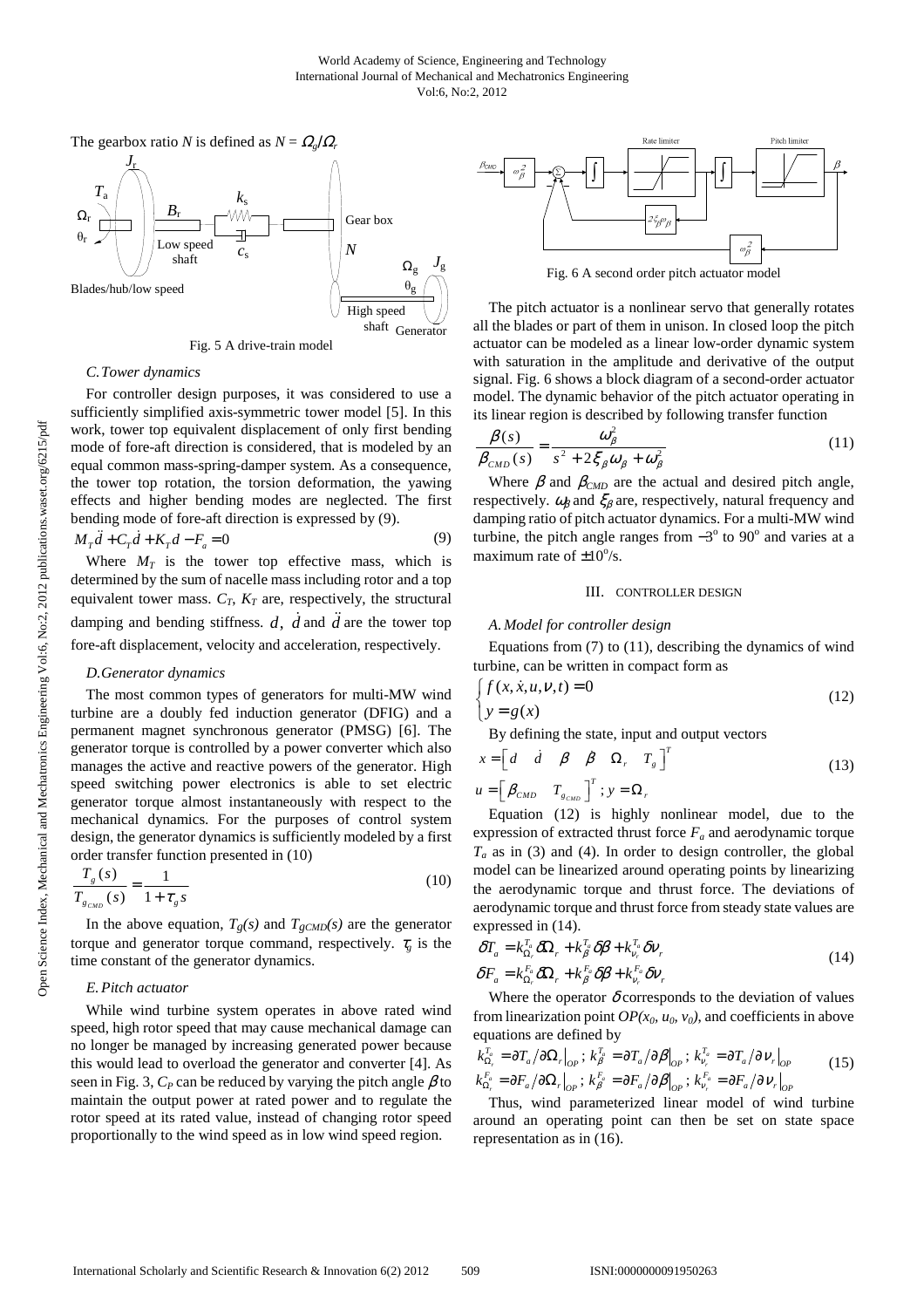The gearbox ratio $N$ is defined as $N = \Omega_g/\Omega_r$

Fig. 5 A drive-train model

### C. Tower dynamics

For controller design purposes, it was considered to use a sufficiently simplified axis-symmetric tower model [5]. In this work, tower top equivalent displacement of only first bending mode of fore-aft direction is considered, that is modeled by an equal common mass-spring-damper system. As a consequence, the tower top rotation, the torsion deformation, the yawing effects and higher bending modes are neglected. The first bending mode of fore-aft direction is expressed by (9).

$$M_T \ddot{d} + C_T \dot{d} + K_T d - F_a = 0 \tag{9}$$

Where $M_T$ is the tower top effective mass, which is determined by the sum of nacelle mass including rotor and a top equivalent tower mass. $C_T$, $K_T$ are, respectively, the structural damping and bending stiffness. $d$, $\dot{d}$ and $\ddot{d}$ are the tower top fore-aft displacement, velocity and acceleration, respectively.

### D. Generator dynamics

The most common types of generators for multi-MW wind turbine are a doubly fed induction generator (DFIG) and a permanent magnet synchronous generator (PMSG) [6]. The generator torque is controlled by a power converter which also manages the active and reactive powers of the generator. High speed switching power electronics is able to set electric generator torque almost instantaneously with respect to the mechanical dynamics. For the purposes of control system design, the generator dynamics is sufficiently modeled by a first order transfer function presented in (10)

$$\frac{T_g(s)}{T_{g_{CMD}}(s)} = \frac{1}{1 + \tau_g s} \tag{10}$$

In the above equation, $T_g(s)$ and $T_{gCMD}(s)$ are the generator torque and generator torque command, respectively. $\tau_g$ is the time constant of the generator dynamics.

### E. Pitch actuator

While wind turbine system operates in above rated wind speed, high rotor speed that may cause mechanical damage can no longer be managed by increasing generated power because this would lead to overload the generator and converter [4]. As seen in Fig. 3, $C_P$ can be reduced by varying the pitch angle $\beta$ to maintain the output power at rated power and to regulate the rotor speed at its rated value, instead of changing rotor speed proportionally to the wind speed as in low wind speed region.

Fig. 6 A second order pitch actuator model

The pitch actuator is a nonlinear servo that generally rotates all the blades or part of them in unison. In closed loop the pitch actuator can be modeled as a linear low-order dynamic system with saturation in the amplitude and derivative of the output signal. Fig. 6 shows a block diagram of a second-order actuator model. The dynamic behavior of the pitch actuator operating in its linear region is described by following transfer function

$$\frac{\beta(s)}{\beta_{CMD}(s)} = \frac{\omega_\beta^2}{s^2 + 2\xi_\beta \omega_\beta + \omega_\beta^2} \tag{11}$$

Where $\beta$ and $\beta_{CMD}$ are the actual and desired pitch angle, respectively. $\omega_\beta$ and $\xi_\beta$ are, respectively, natural frequency and damping ratio of pitch actuator dynamics. For a multi-MW wind turbine, the pitch angle ranges from $-3^{o}$ to $90^{o}$ and varies at a maximum rate of $\pm 10^{o}$/s.

## III. CONTROLLER DESIGN

### A. Model for controller design

Equations from (7) to (11), describing the dynamics of wind turbine, can be written in compact form as

$$\begin{cases} f(x, \dot{x}, u, \nu, t) = 0 \\ y = g(x) \end{cases} \tag{12}$$

By defining the state, input and output vectors

$$x = \begin{bmatrix} d & \dot{d} & \beta & \dot{\beta} & \Omega_r & T_g \end{bmatrix}^T \tag{13}$$
$$u = \begin{bmatrix} \beta_{CMD} & T_{g_{CMD}} \end{bmatrix}^T ; \; y = \Omega_r$$

Equation (12) is highly nonlinear model, due to the expression of extracted thrust force $F_a$ and aerodynamic torque $T_a$ as in (3) and (4). In order to design controller, the global model can be linearized around operating points by linearizing the aerodynamic torque and thrust force. The deviations of aerodynamic torque and thrust force from steady state values are expressed in (14).

$$\begin{aligned} \delta T_a &= k_{\Omega_r}^{T_a} \delta\Omega_r + k_\beta^{T_a} \delta\beta + k_{\nu_r}^{T_a} \delta\nu_r \\ \delta F_a &= k_{\Omega_r}^{F_a} \delta\Omega_r + k_\beta^{F_a} \delta\beta + k_{\nu_r}^{F_a} \delta\nu_r \end{aligned} \tag{14}$$

Where the operator $\delta$ corresponds to the deviation of values from linearization point $OP(x_0, u_0, v_0)$, and coefficients in above equations are defined by

$$\begin{aligned} k_{\Omega_r}^{T_a} &= \partial T_a / \partial \Omega_r \big|_{OP} ; \; k_\beta^{T_a} = \partial T_a / \partial \beta \big|_{OP} ; \; k_{\nu_r}^{T_a} = \partial T_a / \partial \nu_r \big|_{OP} \\ k_{\Omega_r}^{F_a} &= \partial F_a / \partial \Omega_r \big|_{OP} ; \; k_\beta^{F_a} = \partial F_a / \partial \beta \big|_{OP} ; \; k_{\nu_r}^{F_a} = \partial F_a / \partial \nu_r \big|_{OP} \end{aligned} \tag{15}$$

Thus, wind parameterized linear model of wind turbine around an operating point can then be set on state space representation as in (16).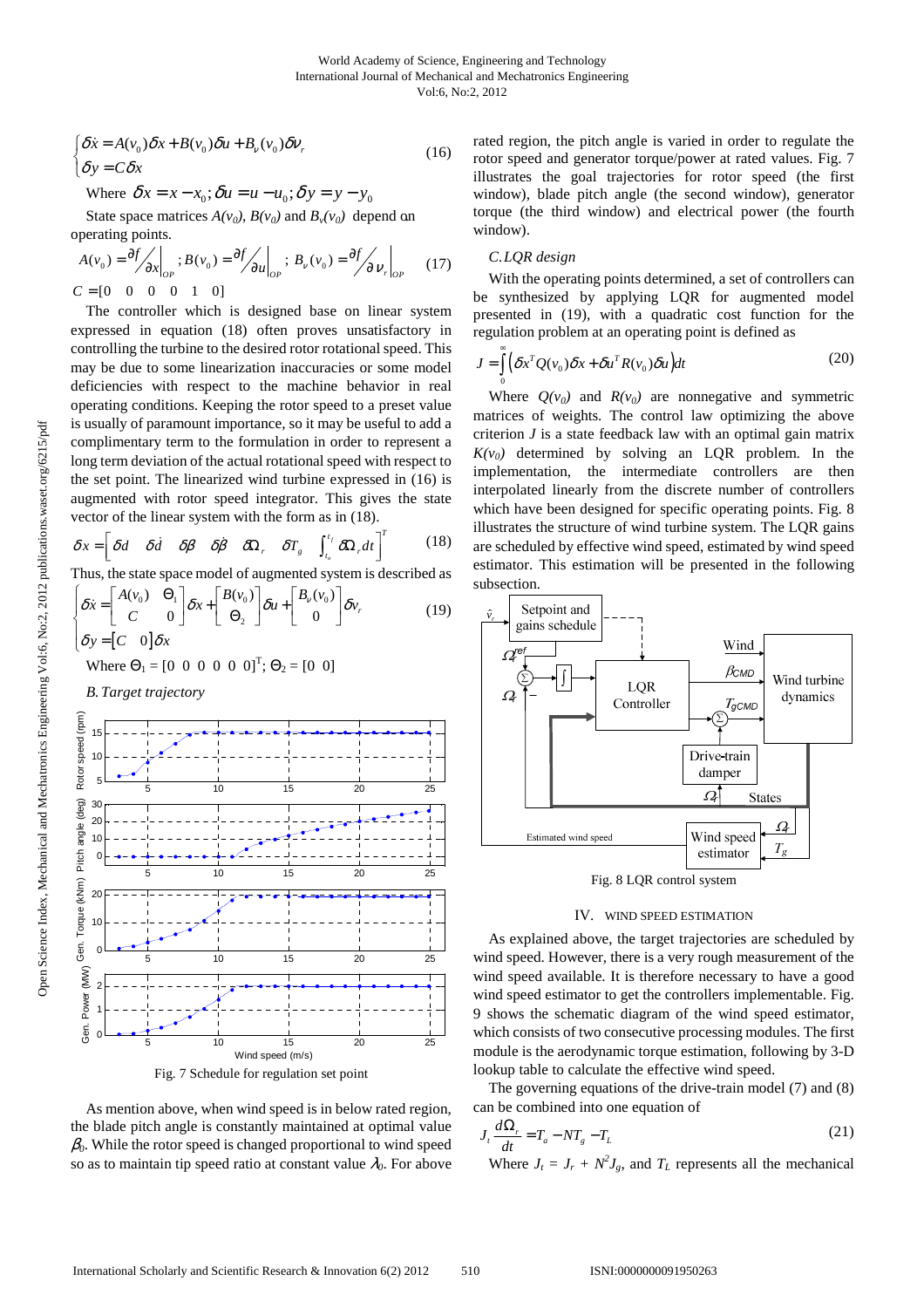$$\begin{cases} \delta \dot{x} = A(v_0)\delta x + B(v_0)\delta u + B_v(v_0)\delta v_r \\ \delta y = C\delta x \end{cases} \tag{16}$$

Where $\delta x = x - x_0; \delta u = u - u_0; \delta y = y - y_0$

State space matrices $A(v_0)$, $B(v_0)$ and $B_v(v_0)$ depend on operating points.

$$A(v_0) = \partial f / \partial x \big|_{OP}; B(v_0) = \partial f / \partial u \big|_{OP}; B_v(v_0) = \partial f / \partial v_r \big|_{OP} \tag{17}$$

$C = [0 \quad 0 \quad 0 \quad 0 \quad 1 \quad 0]$

The controller which is designed base on linear system expressed in equation (18) often proves unsatisfactory in controlling the turbine to the desired rotor rotational speed. This may be due to some linearization inaccuracies or some model deficiencies with respect to the machine behavior in real operating conditions. Keeping the rotor speed to a preset value is usually of paramount importance, so it may be useful to add a complimentary term to the formulation in order to represent a long term deviation of the actual rotational speed with respect to the set point. The linearized wind turbine expressed in (16) is augmented with rotor speed integrator. This gives the state vector of the linear system with the form as in (18).

$$\delta x = \left[ \delta d \quad \delta \dot{d} \quad \delta\beta \quad \delta\dot{\beta} \quad \delta\Omega_r \quad \delta T_g \quad \int_{t_0}^{t_f} \delta\Omega_r dt \right]^T \tag{18}$$

Thus, the state space model of augmented system is described as

$$\begin{cases} \delta \dot{x} = \begin{bmatrix} A(v_0) & \Theta_1 \\ C & 0 \end{bmatrix} \delta x + \begin{bmatrix} B(v_0) \\ \Theta_2 \end{bmatrix} \delta u + \begin{bmatrix} B_v(v_0) \\ 0 \end{bmatrix} \delta v_r \\ \delta y = \begin{bmatrix} C & 0 \end{bmatrix} \delta x \end{cases} \tag{19}$$

Where $\Theta_1 = [0 \ 0 \ 0 \ 0 \ 0 \ 0]^T$; $\Theta_2 = [0 \ 0]$

### B. Target trajectory

Fig. 7 Schedule for regulation set point

As mention above, when wind speed is in below rated region, the blade pitch angle is constantly maintained at optimal value $\beta_0$. While the rotor speed is changed proportional to wind speed so as to maintain tip speed ratio at constant value $\lambda_0$. For above rated region, the pitch angle is varied in order to regulate the rotor speed and generator torque/power at rated values. Fig. 7 illustrates the goal target trajectories for rotor speed (the first window), blade pitch angle (the second window), generator torque (the third window) and electrical power (the fourth window).

### C. LQR design

With the operating points determined, a set of controllers can be synthesized by applying LQR for augmented model presented in (19), with a quadratic cost function for the regulation problem at an operating point is defined as

$$J = \int_0^\infty \left( \delta x^T Q(v_0) \delta x + \delta u^T R(v_0) \delta u \right) dt \tag{20}$$

Where $Q(v_0)$ and $R(v_0)$ are nonnegative and symmetric matrices of weights. The control law optimizing the above criterion $J$ is a state feedback law with an optimal gain matrix $K(v_0)$ determined by solving an LQR problem. In the implementation, the intermediate controllers are then interpolated linearly from the discrete number of controllers which have been designed for specific operating points. Fig. 8 illustrates the structure of wind turbine system. The LQR gains are scheduled by effective wind speed, estimated by wind speed estimator. This estimation will be presented in the following subsection.

Fig. 8 LQR control system

## IV. Wind Speed Estimation

As explained above, the target trajectories are scheduled by wind speed. However, there is a very rough measurement of the wind speed available. It is therefore necessary to have a good wind speed estimator to get the controllers implementable. Fig. 9 shows the schematic diagram of the wind speed estimator, which consists of two consecutive processing modules. The first module is the aerodynamic torque estimation, following by 3-D lookup table to calculate the effective wind speed.

The governing equations of the drive-train model (7) and (8) can be combined into one equation of

$$J_t \frac{d\Omega_r}{dt} = T_a - NT_g - T_L \tag{21}$$

Where $J_t = J_r + N^2 J_g$, and $T_L$ represents all the mechanical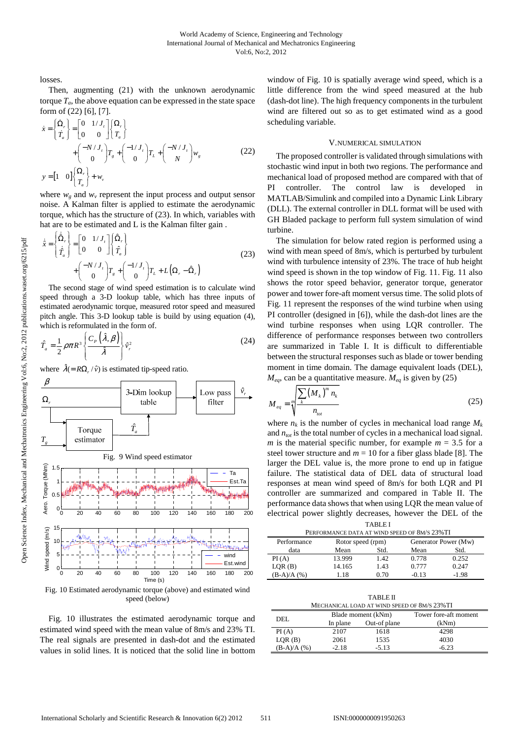losses.

Then, augmenting (21) with the unknown aerodynamic torque $T_a$, the above equation can be expressed in the state space form of (22) [6], [7].

$$\dot{x} = \begin{Bmatrix} \dot{\Omega}_r \\ \dot{T}_a \end{Bmatrix} = \begin{bmatrix} 0 & 1/J_t \\ 0 & 0 \end{bmatrix} \begin{Bmatrix} \Omega_r \\ T_a \end{Bmatrix} + \begin{pmatrix} -N/J_t \\ 0 \end{pmatrix} T_g + \begin{pmatrix} -1/J_t \\ 0 \end{pmatrix} T_L + \begin{pmatrix} -N/J_t \\ N \end{pmatrix} w_g \tag{22}$$

$$y = \begin{bmatrix} 1 & 0 \end{bmatrix} \begin{Bmatrix} \Omega_r \\ T_a \end{Bmatrix} + w_v$$

where $w_g$ and $w_v$ represent the input process and output sensor noise. A Kalman filter is applied to estimate the aerodynamic torque, which has the structure of (23). In which, variables with hat are to be estimated and L is the Kalman filter gain .

$$\dot{\hat{x}} = \begin{Bmatrix} \dot{\hat{\Omega}}_r \\ \dot{\hat{T}}_a \end{Bmatrix} = \begin{bmatrix} 0 & 1/J_t \\ 0 & 0 \end{bmatrix} \begin{Bmatrix} \hat{\Omega}_r \\ \hat{T}_a \end{Bmatrix} + \begin{pmatrix} -N/J_t \\ 0 \end{pmatrix} T_g + \begin{pmatrix} -1/J_t \\ 0 \end{pmatrix} T_L + L\left(\Omega_r - \hat{\Omega}_r\right) \tag{23}$$

The second stage of wind speed estimation is to calculate wind speed through a 3-D lookup table, which has three inputs of estimated aerodynamic torque, measured rotor speed and measured pitch angle. This 3-D lookup table is build by using equation (4), which is reformulated in the form of.

$$\hat{T}_a = \frac{1}{2}\rho\pi R^3 \left\{ \frac{C_P\left(\hat{\lambda}, \beta\right)}{\hat{\lambda}} \right\} \hat{v}_r^2 \tag{24}$$

where $\hat{\lambda}(= R\Omega_r / \hat{v})$ is estimated tip-speed ratio.

Fig. 9 Wind speed estimator

Fig. 10 Estimated aerodynamic torque (above) and estimated wind speed (below)

Fig. 10 illustrates the estimated aerodynamic torque and estimated wind speed with the mean value of 8m/s and 23% TI. The real signals are presented in dash-dot and the estimated values in solid lines. It is noticed that the solid line in bottom window of Fig. 10 is spatially average wind speed, which is a little difference from the wind speed measured at the hub (dash-dot line). The high frequency components in the turbulent wind are filtered out so as to get estimated wind as a good scheduling variable.

## V. NUMERICAL SIMULATION

The proposed controller is validated through simulations with stochastic wind input in both two regions. The performance and mechanical load of proposed method are compared with that of PI controller. The control law is developed in MATLAB/Simulink and compiled into a Dynamic Link Library (DLL). The external controller in DLL format will be used with GH Bladed package to perform full system simulation of wind turbine.

The simulation for below rated region is performed using a wind with mean speed of 8m/s, which is perturbed by turbulent wind with turbulence intensity of 23%. The trace of hub height wind speed is shown in the top window of Fig. 11. Fig. 11 also shows the rotor speed behavior, generator torque, generator power and tower fore-aft moment versus time. The solid plots of Fig. 11 represent the responses of the wind turbine when using PI controller (designed in [6]), while the dash-dot lines are the wind turbine responses when using LQR controller. The difference of performance responses between two controllers are summarized in Table I. It is difficult to differentiable between the structural responses such as blade or tower bending moment in time domain. The damage equivalent loads (DEL), $M_{eq}$, can be a quantitative measure. $M_{eq}$ is given by (25)

$$M_{eq} = \sqrt[m]{\frac{\sum_k (M_k)^m n_k}{n_{tot}}} \tag{25}$$

where $n_k$ is the number of cycles in mechanical load range $M_k$ and $n_{tot}$ is the total number of cycles in a mechanical load signal. $m$ is the material specific number, for example $m$ = 3.5 for a steel tower structure and $m$ = 10 for a fiber glass blade [8]. The larger the DEL value is, the more prone to end up in fatigue failure. The statistical data of DEL data of structural load responses at mean wind speed of 8m/s for both LQR and PI controller are summarized and compared in Table II. The performance data shows that when using LQR the mean value of electrical power slightly decreases, however the DEL of the

TABLE I
PERFORMANCE DATA AT WIND SPEED OF 8M/S 23%TI

| Performance | Rotor speed (rpm) | | Generator Power (Mw) | |
|---|---|---|---|---|
| data | Mean | Std. | Mean | Std. |
| PI (A) | 13.999 | 1.42 | 0.778 | 0.252 |
| LQR (B) | 14.165 | 1.43 | 0.777 | 0.247 |
| (B-A)/A (%) | 1.18 | 0.70 | -0.13 | -1.98 |

TABLE II
MECHANICAL LOAD AT WIND SPEED OF 8M/S 23%TI

| DEL | Blade moment (kNm) | | Tower fore-aft moment |
|---|---|---|---|
| | In plane | Out-of plane | (kNm) |
| PI (A) | 2107 | 1618 | 4298 |
| LQR (B) | 2061 | 1535 | 4030 |
| (B-A)/A (%) | -2.18 | -5.13 | -6.23 |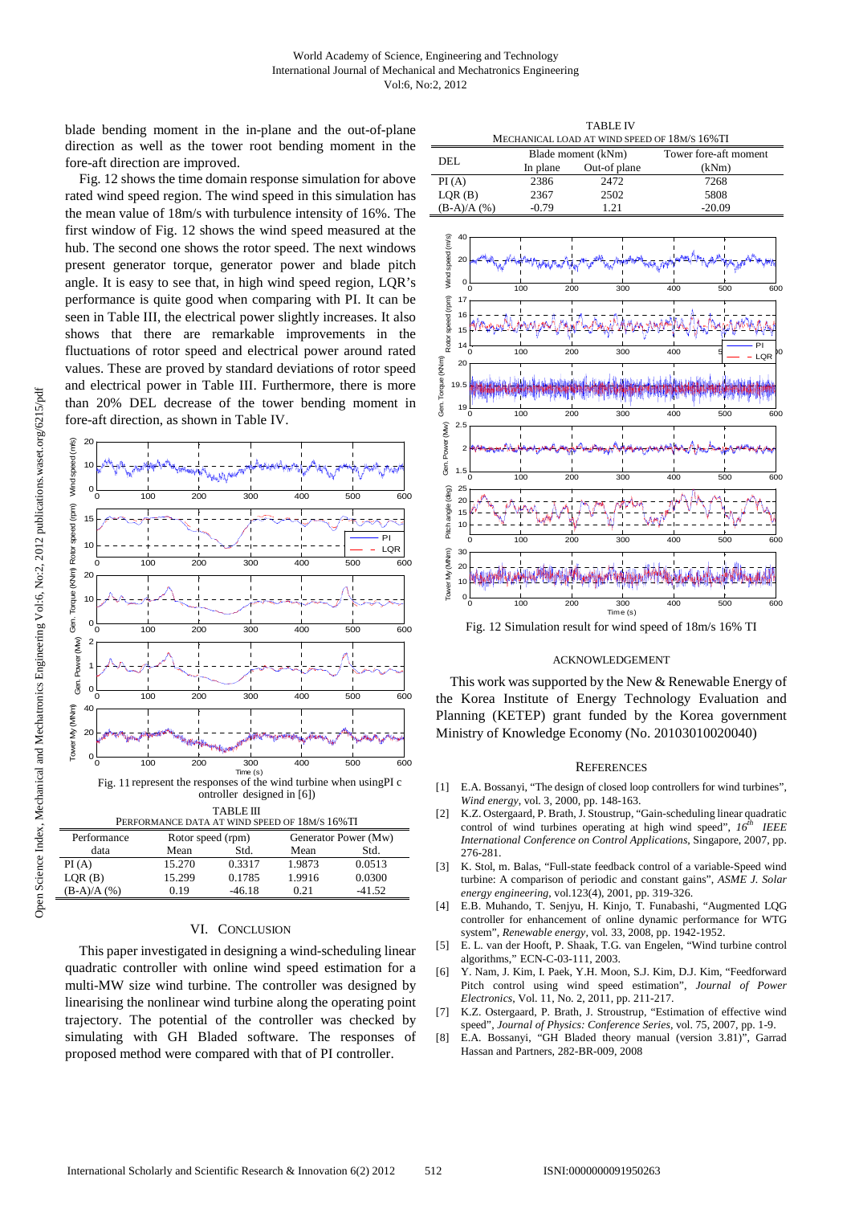blade bending moment in the in-plane and the out-of-plane direction as well as the tower root bending moment in the fore-aft direction are improved.

Fig. 12 shows the time domain response simulation for above rated wind speed region. The wind speed in this simulation has the mean value of 18m/s with turbulence intensity of 16%. The first window of Fig. 12 shows the wind speed measured at the hub. The second one shows the rotor speed. The next windows present generator torque, generator power and blade pitch angle. It is easy to see that, in high wind speed region, LQR's performance is quite good when comparing with PI. It can be seen in Table III, the electrical power slightly increases. It also shows that there are remarkable improvements in the fluctuations of rotor speed and electrical power around rated values. These are proved by standard deviations of rotor speed and electrical power in Table III. Furthermore, there is more than 20% DEL decrease of the tower bending moment in fore-aft direction, as shown in Table IV.

Wind speed (m/s)
Rotor speed (rpm)
Gen. Torque (KNm)
Gen. Power (Mw)
Tower My (MNm)
Time (s)
PI
LQR

Fig. 11 represent the responses of the wind turbine when usingPI controller designed in [6])

TABLE III
PERFORMANCE DATA AT WIND SPEED OF 18M/S 16%TI

| Performance data | Rotor speed (rpm) | | Generator Power (Mw) | |
|---|---|---|---|---|
| | Mean | Std. | Mean | Std. |
| PI (A) | 15.270 | 0.3317 | 1.9873 | 0.0513 |
| LQR (B) | 15.299 | 0.1785 | 1.9916 | 0.0300 |
| (B-A)/A (%) | 0.19 | -46.18 | 0.21 | -41.52 |

## VI. Conclusion

This paper investigated in designing a wind-scheduling linear quadratic controller with online wind speed estimation for a multi-MW size wind turbine. The controller was designed by linearising the nonlinear wind turbine along the operating point trajectory. The potential of the controller was checked by simulating with GH Bladed software. The responses of proposed method were compared with that of PI controller.

TABLE IV
MECHANICAL LOAD AT WIND SPEED OF 18M/S 16%TI

| DEL | Blade moment (kNm) | | Tower fore-aft moment (kNm) |
|---|---|---|---|
| | In plane | Out-of plane | |
| PI (A) | 2386 | 2472 | 7268 |
| LQR (B) | 2367 | 2502 | 5808 |
| (B-A)/A (%) | -0.79 | 1.21 | -20.09 |

Wind speed (m/s)
Rotor speed (rpm)
Gen. Torque (KNm)
Gen. Power (Mw)
Pitch angle (deg)
Tower My (MNm)
Time (s)
PI
LQR

Fig. 12 Simulation result for wind speed of 18m/s 16% TI

## Acknowledgement

This work was supported by the New & Renewable Energy of the Korea Institute of Energy Technology Evaluation and Planning (KETEP) grant funded by the Korea government Ministry of Knowledge Economy (No. 20103010020040)

## References

[1] E.A. Bossanyi, "The design of closed loop controllers for wind turbines", *Wind energy*, vol. 3, 2000, pp. 148-163.

[2] K.Z. Ostergaard, P. Brath, J. Stoustrup, "Gain-scheduling linear quadratic control of wind turbines operating at high wind speed", *16th IEEE International Conference on Control Applications*, Singapore, 2007, pp. 276-281.

[3] K. Stol, m. Balas, "Full-state feedback control of a variable-Speed wind turbine: A comparison of periodic and constant gains", *ASME J. Solar energy engineering*, vol.123(4), 2001, pp. 319-326.

[4] E.B. Muhando, T. Senjyu, H. Kinjo, T. Funabashi, "Augmented LQG controller for enhancement of online dynamic performance for WTG system", *Renewable energy*, vol. 33, 2008, pp. 1942-1952.

[5] E. L. van der Hooft, P. Shaak, T.G. van Engelen, "Wind turbine control algorithms," ECN-C-03-111, 2003.

[6] Y. Nam, J. Kim, I. Paek, Y.H. Moon, S.J. Kim, D.J. Kim, "Feedforward Pitch control using wind speed estimation", *Journal of Power Electronics*, Vol. 11, No. 2, 2011, pp. 211-217.

[7] K.Z. Ostergaard, P. Brath, J. Stoustrup, "Estimation of effective wind speed", *Journal of Physics: Conference Series*, vol. 75, 2007, pp. 1-9.

[8] E.A. Bossanyi, "GH Bladed theory manual (version 3.81)", Garrad Hassan and Partners, 282-BR-009, 2008